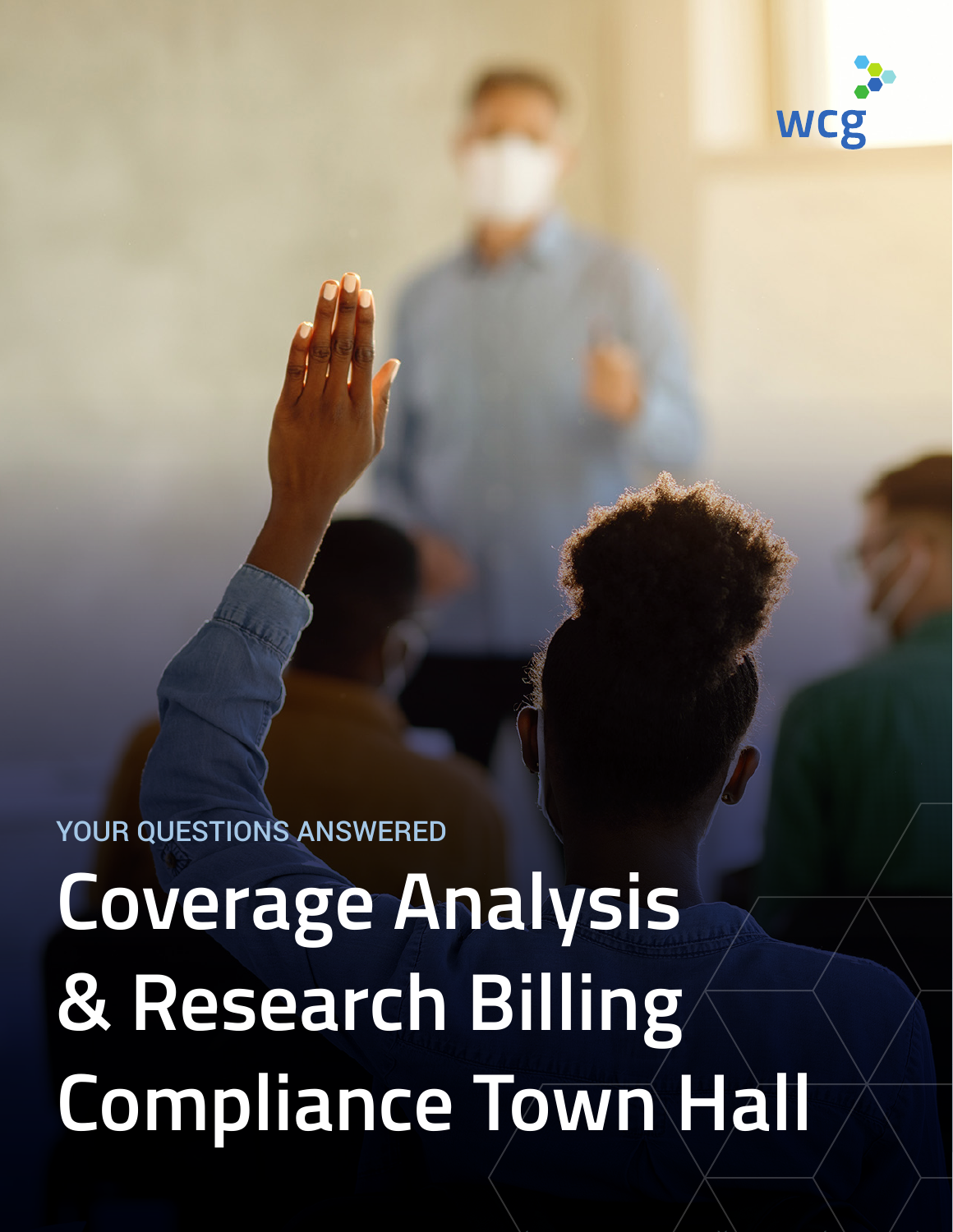wcg

YOUR QUESTIONS ANSWERED

# Coverage Analysis & Research Billing Compliance Town Hall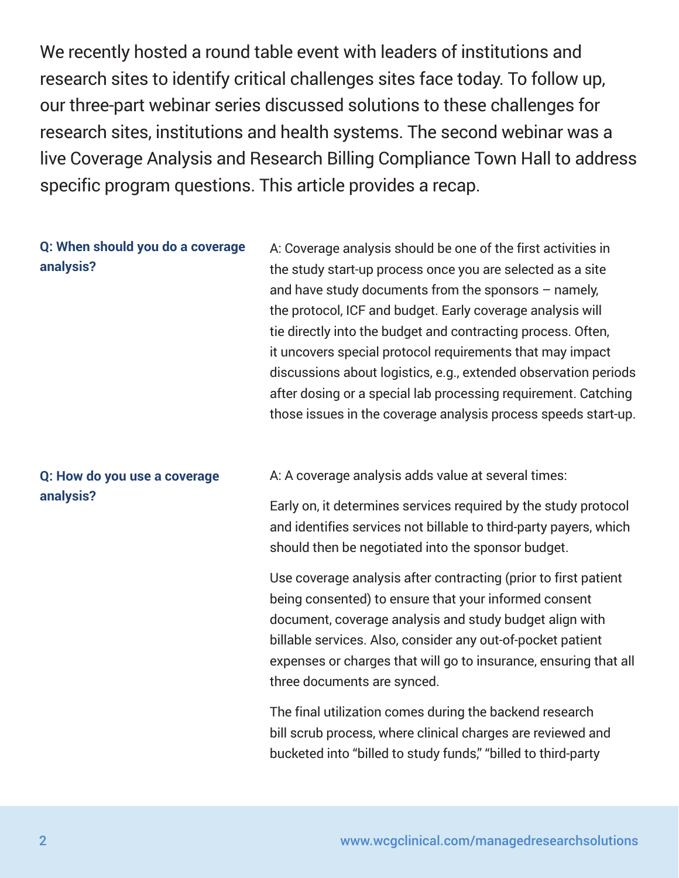We recently hosted a round table event with leaders of institutions and research sites to identify critical challenges sites face today. To follow up, our three-part webinar series discussed solutions to these challenges for research sites, institutions and health systems. The second webinar was a live Coverage Analysis and Research Billing Compliance Town Hall to address specific program questions. This article provides a recap.

**Q: When should you do a coverage analysis?**

A: Coverage analysis should be one of the first activities in the study start-up process once you are selected as a site and have study documents from the sponsors – namely, the protocol, ICF and budget. Early coverage analysis will tie directly into the budget and contracting process. Often, it uncovers special protocol requirements that may impact discussions about logistics, e.g., extended observation periods after dosing or a special lab processing requirement. Catching those issues in the coverage analysis process speeds start-up.

**Q: How do you use a coverage analysis?**

A: A coverage analysis adds value at several times:

Early on, it determines services required by the study protocol and identifies services not billable to third-party payers, which should then be negotiated into the sponsor budget.

Use coverage analysis after contracting (prior to first patient being consented) to ensure that your informed consent document, coverage analysis and study budget align with billable services. Also, consider any out-of-pocket patient expenses or charges that will go to insurance, ensuring that all three documents are synced.

The final utilization comes during the backend research bill scrub process, where clinical charges are reviewed and bucketed into "billed to study funds," "billed to third-party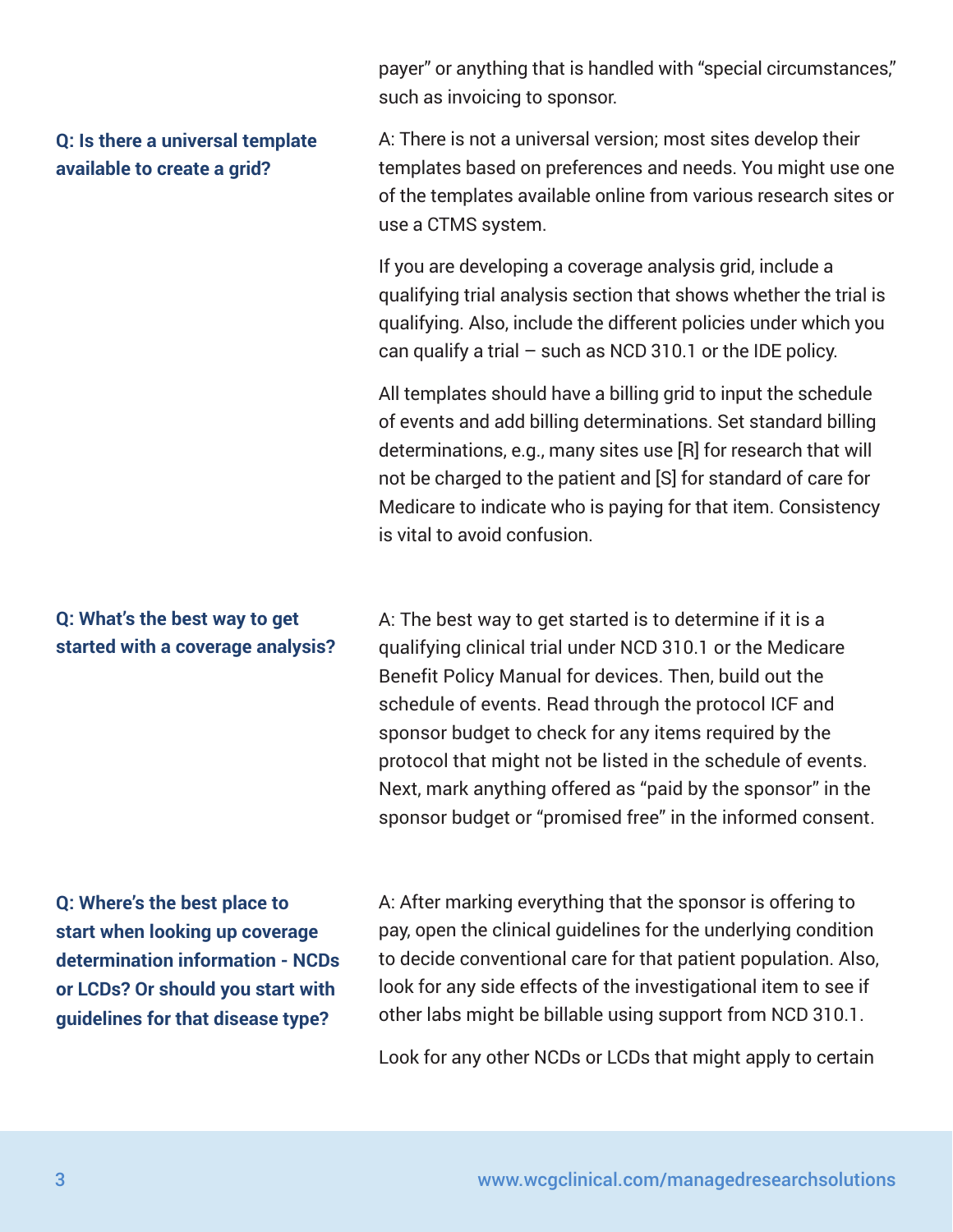payer" or anything that is handled with "special circumstances," such as invoicing to sponsor.

**Q: Is there a universal template available to create a grid?**

A: There is not a universal version; most sites develop their templates based on preferences and needs. You might use one of the templates available online from various research sites or use a CTMS system.

If you are developing a coverage analysis grid, include a qualifying trial analysis section that shows whether the trial is qualifying. Also, include the different policies under which you can qualify a trial – such as NCD 310.1 or the IDE policy.

All templates should have a billing grid to input the schedule of events and add billing determinations. Set standard billing determinations, e.g., many sites use [R] for research that will not be charged to the patient and [S] for standard of care for Medicare to indicate who is paying for that item. Consistency is vital to avoid confusion.

**Q: What's the best way to get started with a coverage analysis?**

A: The best way to get started is to determine if it is a qualifying clinical trial under NCD 310.1 or the Medicare Benefit Policy Manual for devices. Then, build out the schedule of events. Read through the protocol ICF and sponsor budget to check for any items required by the protocol that might not be listed in the schedule of events. Next, mark anything offered as "paid by the sponsor" in the sponsor budget or "promised free" in the informed consent.

**Q: Where's the best place to start when looking up coverage determination information - NCDs or LCDs? Or should you start with guidelines for that disease type?**

A: After marking everything that the sponsor is offering to pay, open the clinical guidelines for the underlying condition to decide conventional care for that patient population. Also, look for any side effects of the investigational item to see if other labs might be billable using support from NCD 310.1.

Look for any other NCDs or LCDs that might apply to certain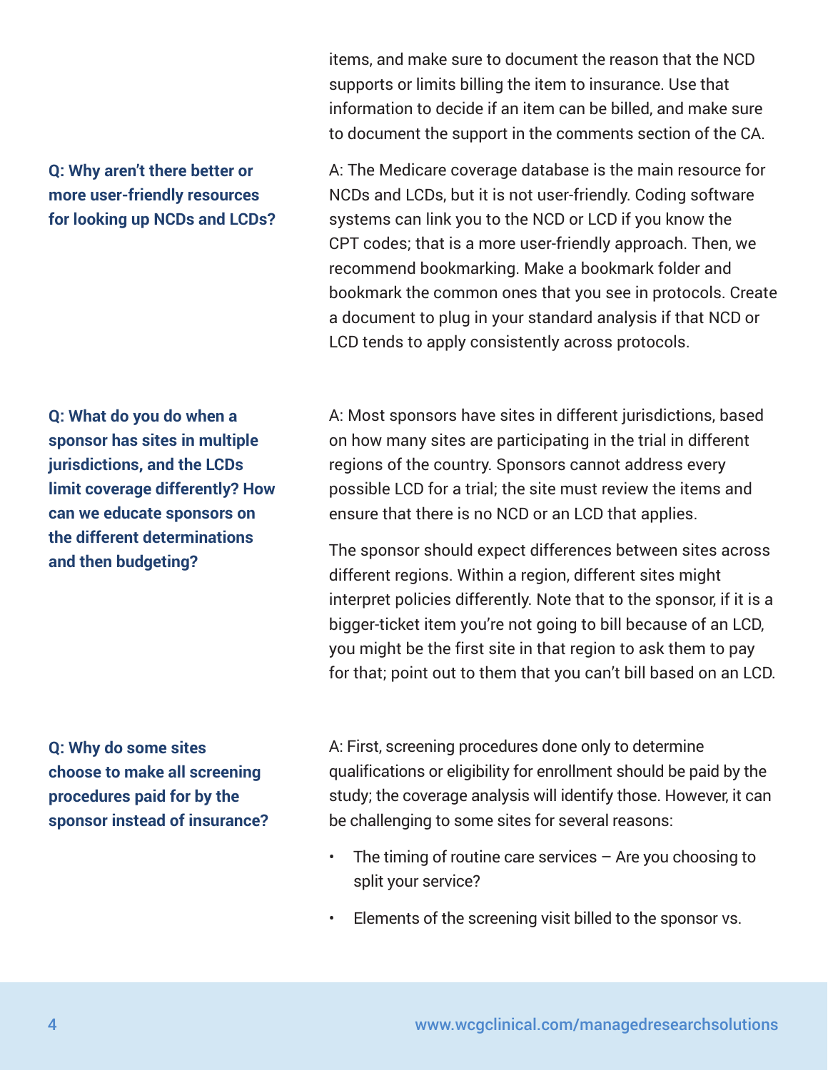items, and make sure to document the reason that the NCD supports or limits billing the item to insurance. Use that information to decide if an item can be billed, and make sure to document the support in the comments section of the CA.

**Q: Why aren't there better or more user-friendly resources for looking up NCDs and LCDs?**

A: The Medicare coverage database is the main resource for NCDs and LCDs, but it is not user-friendly. Coding software systems can link you to the NCD or LCD if you know the CPT codes; that is a more user-friendly approach. Then, we recommend bookmarking. Make a bookmark folder and bookmark the common ones that you see in protocols. Create a document to plug in your standard analysis if that NCD or LCD tends to apply consistently across protocols.

**Q: What do you do when a sponsor has sites in multiple jurisdictions, and the LCDs limit coverage differently? How can we educate sponsors on the different determinations and then budgeting?**

A: Most sponsors have sites in different jurisdictions, based on how many sites are participating in the trial in different regions of the country. Sponsors cannot address every possible LCD for a trial; the site must review the items and ensure that there is no NCD or an LCD that applies.

The sponsor should expect differences between sites across different regions. Within a region, different sites might interpret policies differently. Note that to the sponsor, if it is a bigger-ticket item you're not going to bill because of an LCD, you might be the first site in that region to ask them to pay for that; point out to them that you can't bill based on an LCD.

**Q: Why do some sites choose to make all screening procedures paid for by the sponsor instead of insurance?**

A: First, screening procedures done only to determine qualifications or eligibility for enrollment should be paid by the study; the coverage analysis will identify those. However, it can be challenging to some sites for several reasons:

- The timing of routine care services – Are you choosing to split your service?
- Elements of the screening visit billed to the sponsor vs.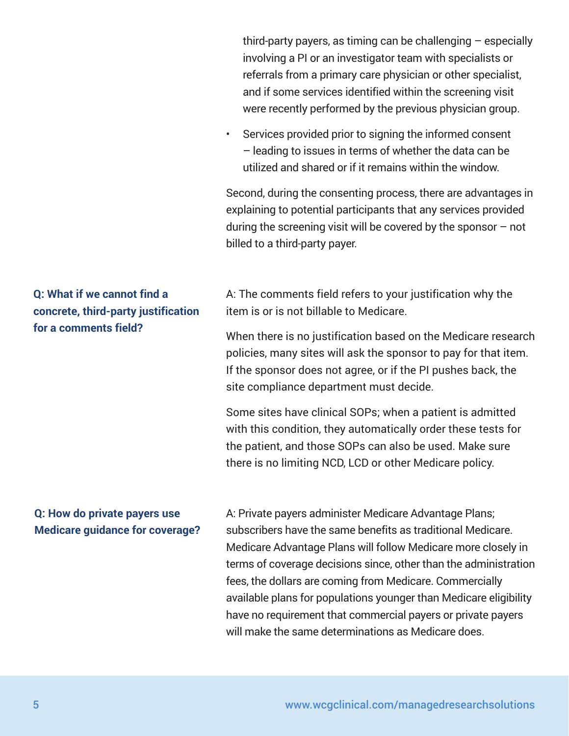third-party payers, as timing can be challenging – especially involving a PI or an investigator team with specialists or referrals from a primary care physician or other specialist, and if some services identified within the screening visit were recently performed by the previous physician group.

- Services provided prior to signing the informed consent – leading to issues in terms of whether the data can be utilized and shared or if it remains within the window.

Second, during the consenting process, there are advantages in explaining to potential participants that any services provided during the screening visit will be covered by the sponsor – not billed to a third-party payer.

**Q: What if we cannot find a concrete, third-party justification for a comments field?**

A: The comments field refers to your justification why the item is or is not billable to Medicare.

When there is no justification based on the Medicare research policies, many sites will ask the sponsor to pay for that item. If the sponsor does not agree, or if the PI pushes back, the site compliance department must decide.

Some sites have clinical SOPs; when a patient is admitted with this condition, they automatically order these tests for the patient, and those SOPs can also be used. Make sure there is no limiting NCD, LCD or other Medicare policy.

**Q: How do private payers use Medicare guidance for coverage?**

A: Private payers administer Medicare Advantage Plans; subscribers have the same benefits as traditional Medicare. Medicare Advantage Plans will follow Medicare more closely in terms of coverage decisions since, other than the administration fees, the dollars are coming from Medicare. Commercially available plans for populations younger than Medicare eligibility have no requirement that commercial payers or private payers will make the same determinations as Medicare does.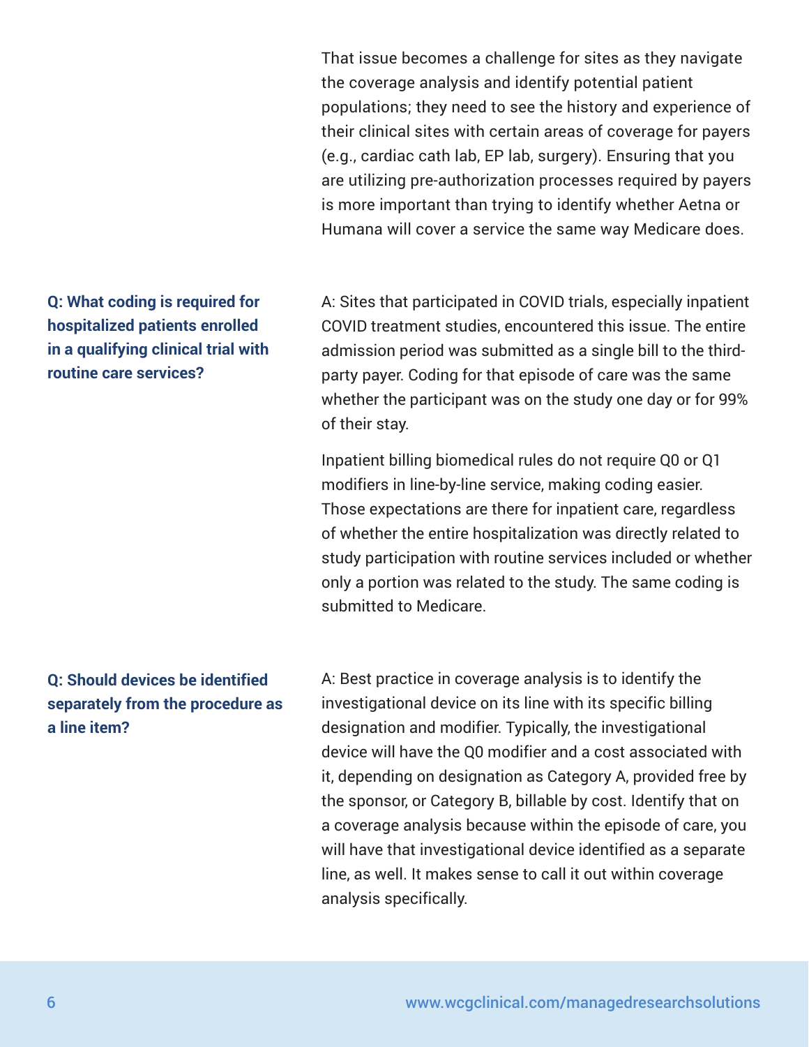That issue becomes a challenge for sites as they navigate the coverage analysis and identify potential patient populations; they need to see the history and experience of their clinical sites with certain areas of coverage for payers (e.g., cardiac cath lab, EP lab, surgery). Ensuring that you are utilizing pre-authorization processes required by payers is more important than trying to identify whether Aetna or Humana will cover a service the same way Medicare does.

**Q: What coding is required for hospitalized patients enrolled in a qualifying clinical trial with routine care services?**

A: Sites that participated in COVID trials, especially inpatient COVID treatment studies, encountered this issue. The entire admission period was submitted as a single bill to the third-party payer. Coding for that episode of care was the same whether the participant was on the study one day or for 99% of their stay.

Inpatient billing biomedical rules do not require Q0 or Q1 modifiers in line-by-line service, making coding easier. Those expectations are there for inpatient care, regardless of whether the entire hospitalization was directly related to study participation with routine services included or whether only a portion was related to the study. The same coding is submitted to Medicare.

**Q: Should devices be identified separately from the procedure as a line item?**

A: Best practice in coverage analysis is to identify the investigational device on its line with its specific billing designation and modifier. Typically, the investigational device will have the Q0 modifier and a cost associated with it, depending on designation as Category A, provided free by the sponsor, or Category B, billable by cost. Identify that on a coverage analysis because within the episode of care, you will have that investigational device identified as a separate line, as well. It makes sense to call it out within coverage analysis specifically.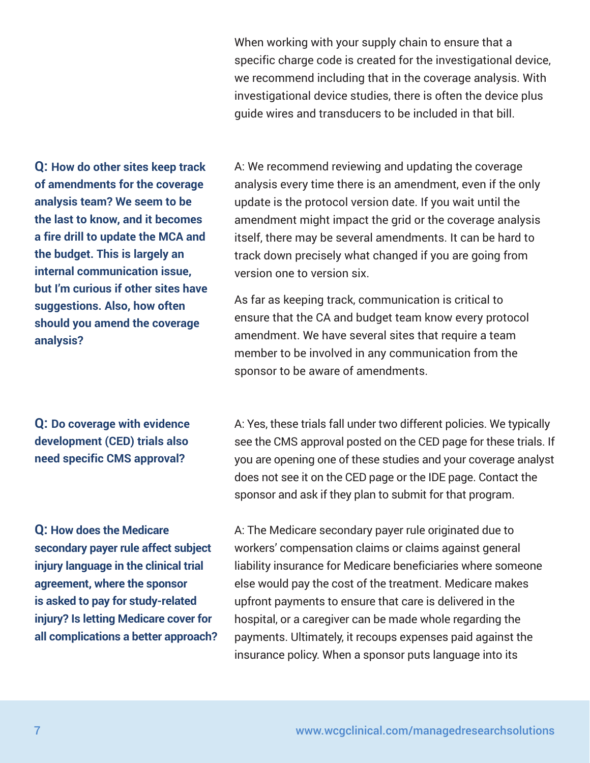When working with your supply chain to ensure that a specific charge code is created for the investigational device, we recommend including that in the coverage analysis. With investigational device studies, there is often the device plus guide wires and transducers to be included in that bill.

**Q: How do other sites keep track of amendments for the coverage analysis team? We seem to be the last to know, and it becomes a fire drill to update the MCA and the budget. This is largely an internal communication issue, but I'm curious if other sites have suggestions. Also, how often should you amend the coverage analysis?**

A: We recommend reviewing and updating the coverage analysis every time there is an amendment, even if the only update is the protocol version date. If you wait until the amendment might impact the grid or the coverage analysis itself, there may be several amendments. It can be hard to track down precisely what changed if you are going from version one to version six.

As far as keeping track, communication is critical to ensure that the CA and budget team know every protocol amendment. We have several sites that require a team member to be involved in any communication from the sponsor to be aware of amendments.

**Q: Do coverage with evidence development (CED) trials also need specific CMS approval?**

A: Yes, these trials fall under two different policies. We typically see the CMS approval posted on the CED page for these trials. If you are opening one of these studies and your coverage analyst does not see it on the CED page or the IDE page. Contact the sponsor and ask if they plan to submit for that program.

**Q: How does the Medicare secondary payer rule affect subject injury language in the clinical trial agreement, where the sponsor is asked to pay for study-related injury? Is letting Medicare cover for all complications a better approach?**

A: The Medicare secondary payer rule originated due to workers' compensation claims or claims against general liability insurance for Medicare beneficiaries where someone else would pay the cost of the treatment. Medicare makes upfront payments to ensure that care is delivered in the hospital, or a caregiver can be made whole regarding the payments. Ultimately, it recoups expenses paid against the insurance policy. When a sponsor puts language into its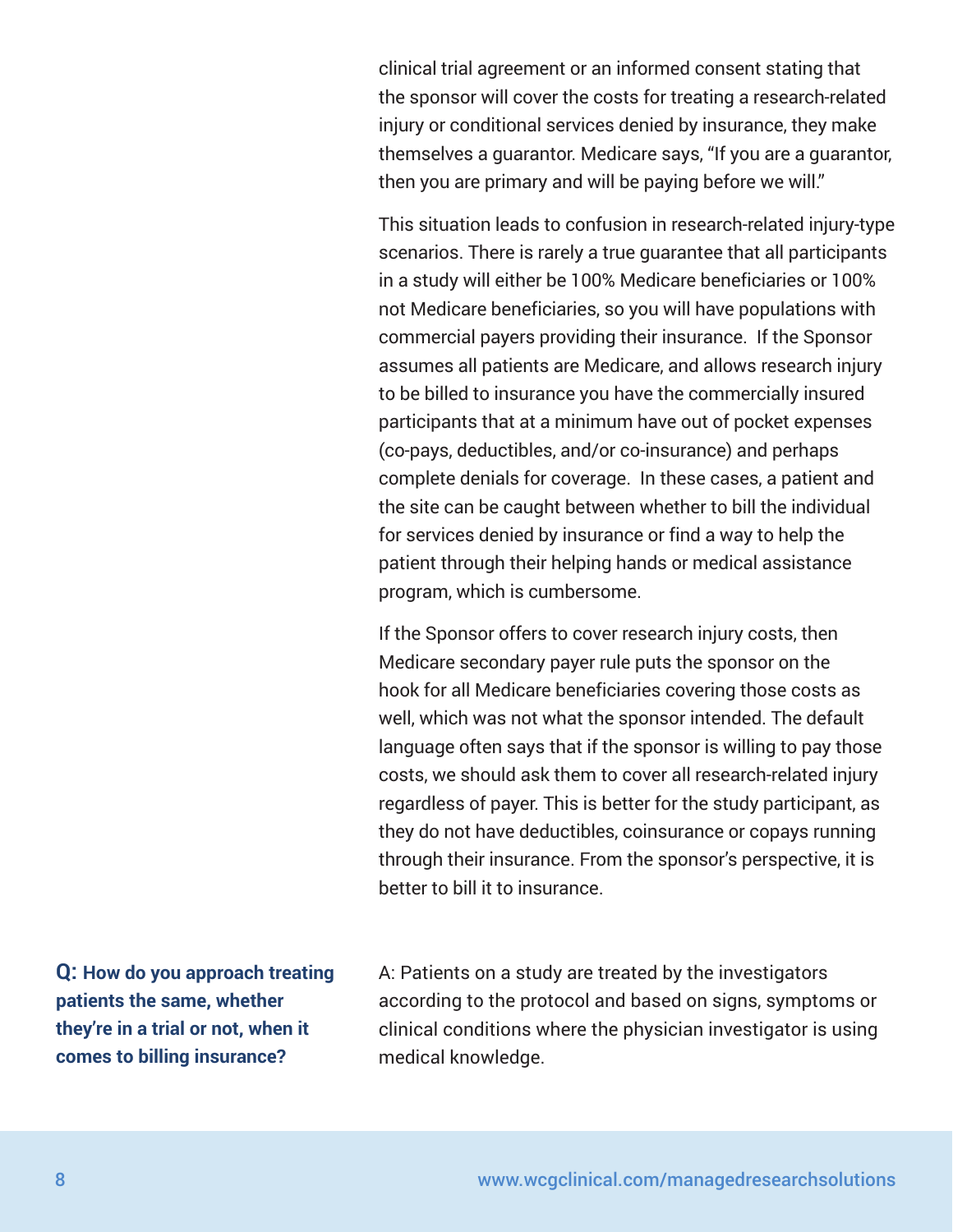clinical trial agreement or an informed consent stating that the sponsor will cover the costs for treating a research-related injury or conditional services denied by insurance, they make themselves a guarantor. Medicare says, "If you are a guarantor, then you are primary and will be paying before we will."

This situation leads to confusion in research-related injury-type scenarios. There is rarely a true guarantee that all participants in a study will either be 100% Medicare beneficiaries or 100% not Medicare beneficiaries, so you will have populations with commercial payers providing their insurance.  If the Sponsor assumes all patients are Medicare, and allows research injury to be billed to insurance you have the commercially insured participants that at a minimum have out of pocket expenses (co-pays, deductibles, and/or co-insurance) and perhaps complete denials for coverage.  In these cases, a patient and the site can be caught between whether to bill the individual for services denied by insurance or find a way to help the patient through their helping hands or medical assistance program, which is cumbersome.

If the Sponsor offers to cover research injury costs, then Medicare secondary payer rule puts the sponsor on the hook for all Medicare beneficiaries covering those costs as well, which was not what the sponsor intended. The default language often says that if the sponsor is willing to pay those costs, we should ask them to cover all research-related injury regardless of payer. This is better for the study participant, as they do not have deductibles, coinsurance or copays running through their insurance. From the sponsor's perspective, it is better to bill it to insurance.

**Q: How do you approach treating patients the same, whether they're in a trial or not, when it comes to billing insurance?**

A: Patients on a study are treated by the investigators according to the protocol and based on signs, symptoms or clinical conditions where the physician investigator is using medical knowledge.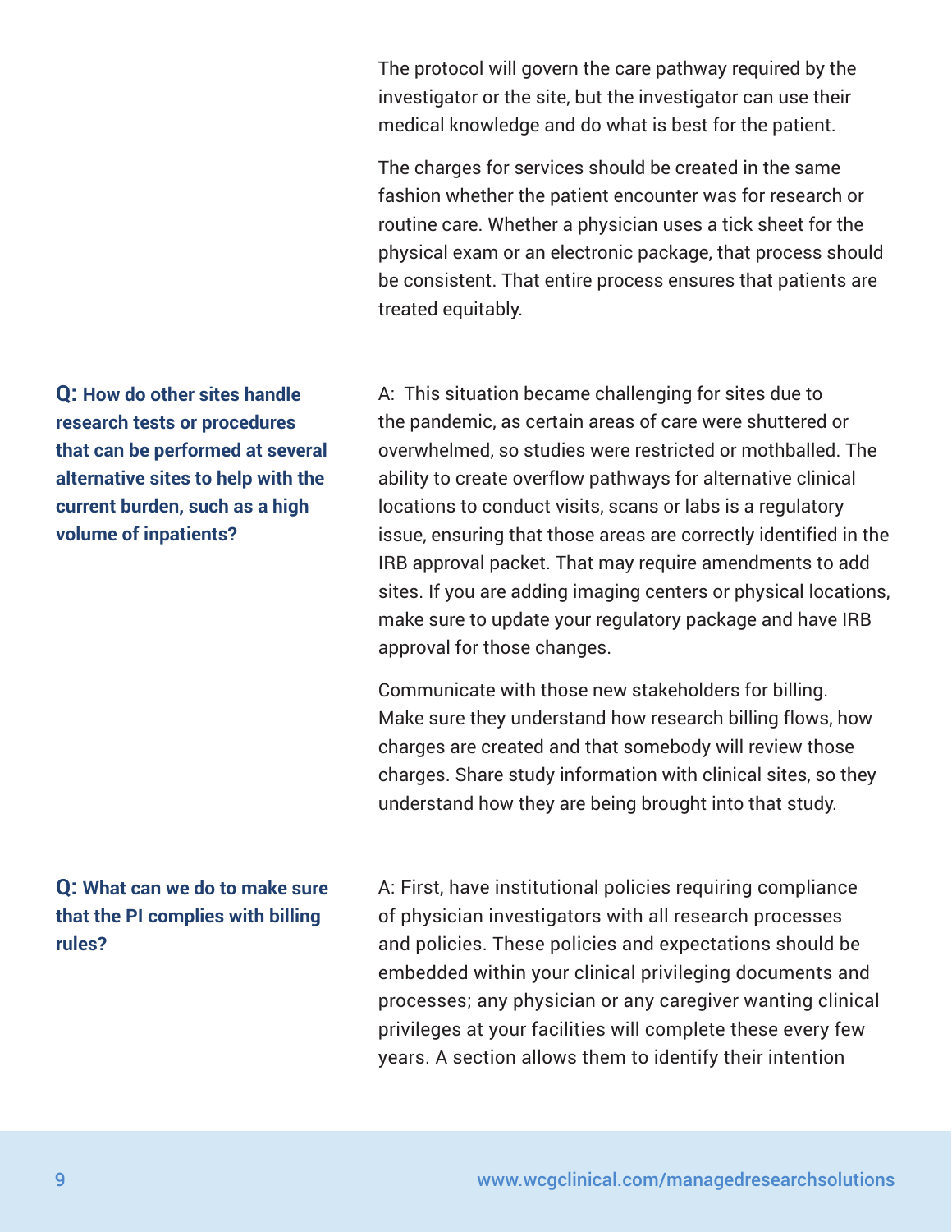The protocol will govern the care pathway required by the investigator or the site, but the investigator can use their medical knowledge and do what is best for the patient.

The charges for services should be created in the same fashion whether the patient encounter was for research or routine care. Whether a physician uses a tick sheet for the physical exam or an electronic package, that process should be consistent. That entire process ensures that patients are treated equitably.

**Q: How do other sites handle research tests or procedures that can be performed at several alternative sites to help with the current burden, such as a high volume of inpatients?**

A: This situation became challenging for sites due to the pandemic, as certain areas of care were shuttered or overwhelmed, so studies were restricted or mothballed. The ability to create overflow pathways for alternative clinical locations to conduct visits, scans or labs is a regulatory issue, ensuring that those areas are correctly identified in the IRB approval packet. That may require amendments to add sites. If you are adding imaging centers or physical locations, make sure to update your regulatory package and have IRB approval for those changes.

Communicate with those new stakeholders for billing. Make sure they understand how research billing flows, how charges are created and that somebody will review those charges. Share study information with clinical sites, so they understand how they are being brought into that study.

**Q: What can we do to make sure that the PI complies with billing rules?**

A: First, have institutional policies requiring compliance of physician investigators with all research processes and policies. These policies and expectations should be embedded within your clinical privileging documents and processes; any physician or any caregiver wanting clinical privileges at your facilities will complete these every few years. A section allows them to identify their intention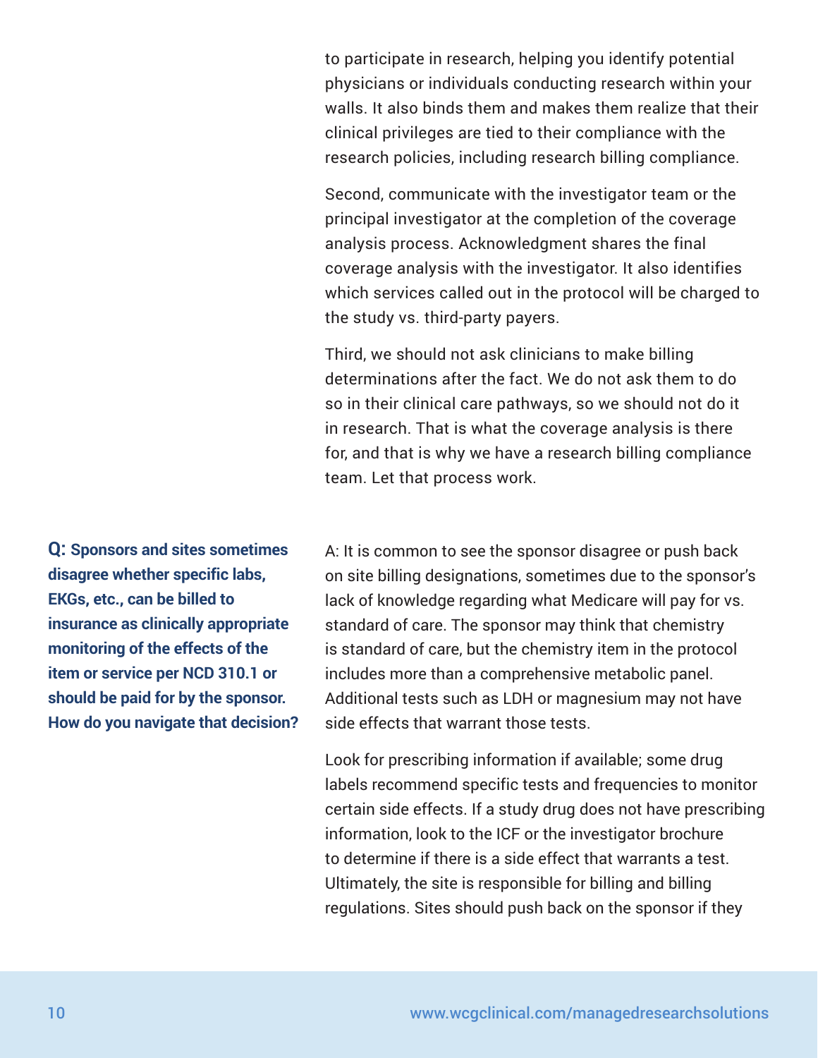to participate in research, helping you identify potential physicians or individuals conducting research within your walls. It also binds them and makes them realize that their clinical privileges are tied to their compliance with the research policies, including research billing compliance.

Second, communicate with the investigator team or the principal investigator at the completion of the coverage analysis process. Acknowledgment shares the final coverage analysis with the investigator. It also identifies which services called out in the protocol will be charged to the study vs. third-party payers.

Third, we should not ask clinicians to make billing determinations after the fact. We do not ask them to do so in their clinical care pathways, so we should not do it in research. That is what the coverage analysis is there for, and that is why we have a research billing compliance team. Let that process work.

**Q: Sponsors and sites sometimes disagree whether specific labs, EKGs, etc., can be billed to insurance as clinically appropriate monitoring of the effects of the item or service per NCD 310.1 or should be paid for by the sponsor. How do you navigate that decision?**

A: It is common to see the sponsor disagree or push back on site billing designations, sometimes due to the sponsor's lack of knowledge regarding what Medicare will pay for vs. standard of care. The sponsor may think that chemistry is standard of care, but the chemistry item in the protocol includes more than a comprehensive metabolic panel. Additional tests such as LDH or magnesium may not have side effects that warrant those tests.

Look for prescribing information if available; some drug labels recommend specific tests and frequencies to monitor certain side effects. If a study drug does not have prescribing information, look to the ICF or the investigator brochure to determine if there is a side effect that warrants a test. Ultimately, the site is responsible for billing and billing regulations. Sites should push back on the sponsor if they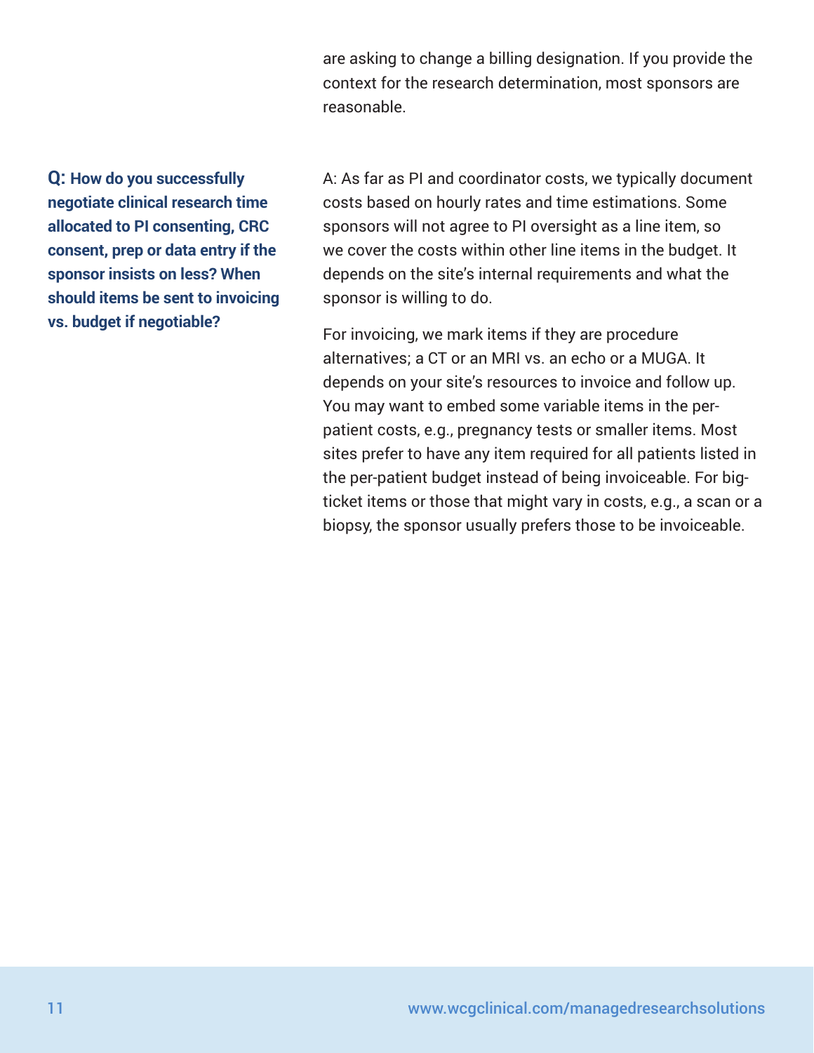are asking to change a billing designation. If you provide the context for the research determination, most sponsors are reasonable.

**Q: How do you successfully negotiate clinical research time allocated to PI consenting, CRC consent, prep or data entry if the sponsor insists on less? When should items be sent to invoicing vs. budget if negotiable?**

A: As far as PI and coordinator costs, we typically document costs based on hourly rates and time estimations. Some sponsors will not agree to PI oversight as a line item, so we cover the costs within other line items in the budget. It depends on the site's internal requirements and what the sponsor is willing to do.

For invoicing, we mark items if they are procedure alternatives; a CT or an MRI vs. an echo or a MUGA. It depends on your site's resources to invoice and follow up. You may want to embed some variable items in the per-patient costs, e.g., pregnancy tests or smaller items. Most sites prefer to have any item required for all patients listed in the per-patient budget instead of being invoiceable. For big-ticket items or those that might vary in costs, e.g., a scan or a biopsy, the sponsor usually prefers those to be invoiceable.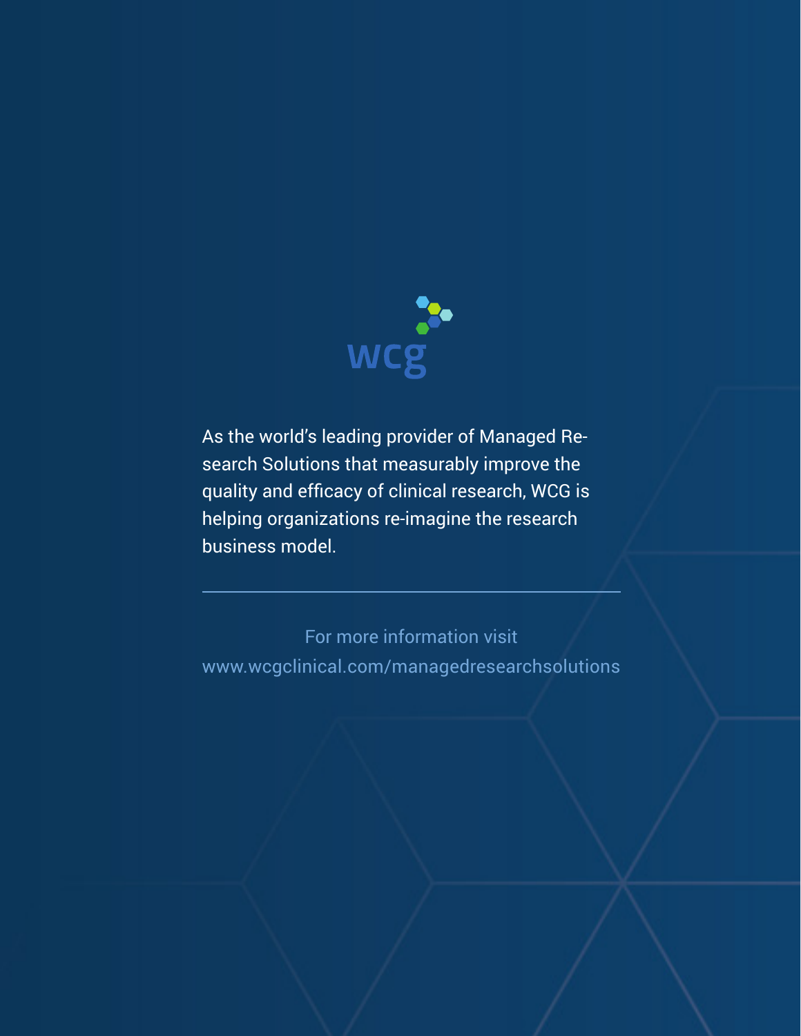wcg

As the world's leading provider of Managed Research Solutions that measurably improve the quality and efficacy of clinical research, WCG is helping organizations re-imagine the research business model.

---

For more information visit
www.wcgclinical.com/managedresearchsolutions